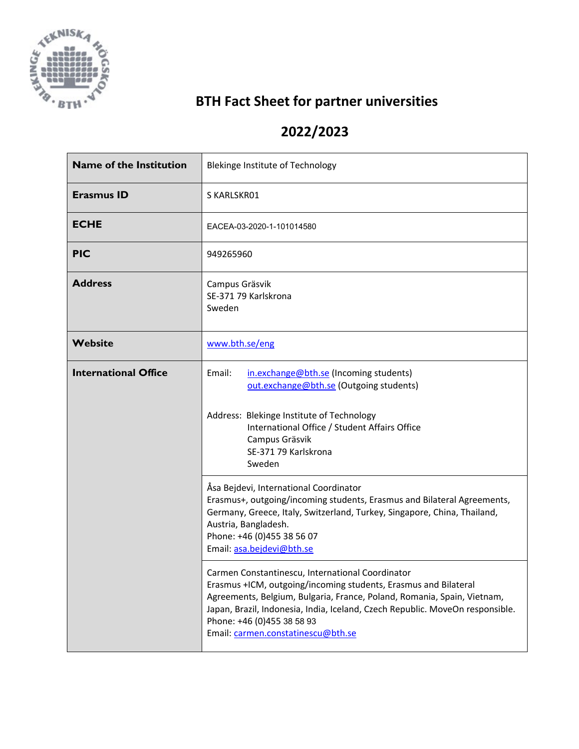# BTH Fact Sheet for partner universities

## 2022/2023

| | |
|---|---|
| **Name of the Institution** | Blekinge Institute of Technology |
| **Erasmus ID** | S KARLSKR01 |
| **ECHE** | EACEA-03-2020-1-101014580 |
| **PIC** | 949265960 |
| **Address** | Campus Gräsvik<br>SE-371 79 Karlskrona<br>Sweden |
| **Website** | www.bth.se/eng |
| **International Office** | Email: in.exchange@bth.se (Incoming students)<br>out.exchange@bth.se (Outgoing students)<br><br>Address: Blekinge Institute of Technology<br>International Office / Student Affairs Office<br>Campus Gräsvik<br>SE-371 79 Karlskrona<br>Sweden |
| | Åsa Bejdevi, International Coordinator<br>Erasmus+, outgoing/incoming students, Erasmus and Bilateral Agreements, Germany, Greece, Italy, Switzerland, Turkey, Singapore, China, Thailand, Austria, Bangladesh.<br>Phone: +46 (0)455 38 56 07<br>Email: asa.bejdevi@bth.se |
| | Carmen Constantinescu, International Coordinator<br>Erasmus +ICM, outgoing/incoming students, Erasmus and Bilateral Agreements, Belgium, Bulgaria, France, Poland, Romania, Spain, Vietnam, Japan, Brazil, Indonesia, India, Iceland, Czech Republic. MoveOn responsible.<br>Phone: +46 (0)455 38 58 93<br>Email: carmen.constatinescu@bth.se |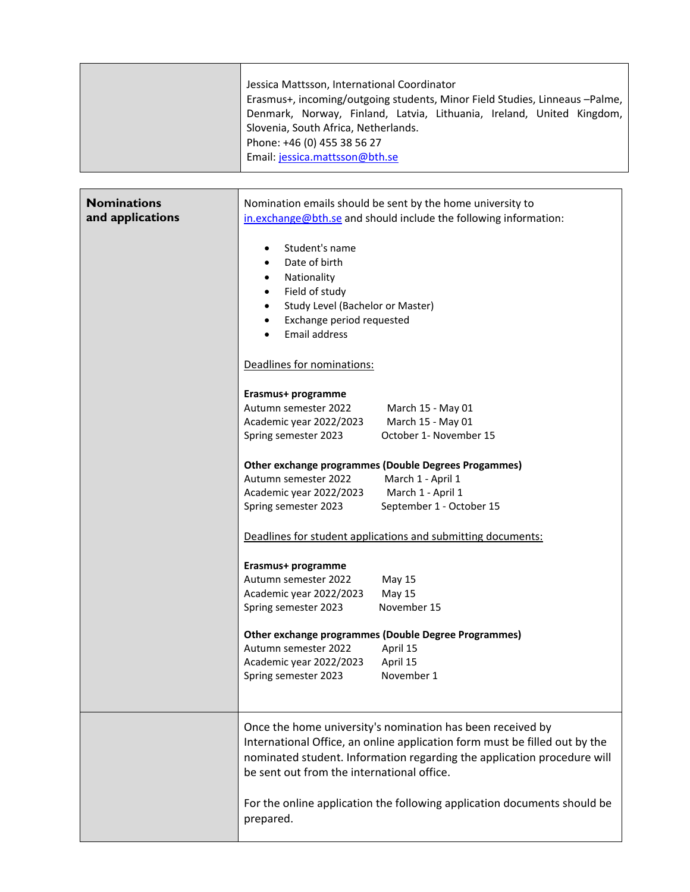| | |
|---|---|
| | Jessica Mattsson, International Coordinator<br>Erasmus+, incoming/outgoing students, Minor Field Studies, Linneaus –Palme, Denmark, Norway, Finland, Latvia, Lithuania, Ireland, United Kingdom, Slovenia, South Africa, Netherlands.<br>Phone: +46 (0) 455 38 56 27<br>Email: jessica.mattsson@bth.se |

**Nominations and applications**

Nomination emails should be sent by the home university to in.exchange@bth.se and should include the following information:

- Student's name
- Date of birth
- Nationality
- Field of study
- Study Level (Bachelor or Master)
- Exchange period requested
- Email address

Deadlines for nominations:

**Erasmus+ programme**

| | |
|---|---|
| Autumn semester 2022 | March 15 - May 01 |
| Academic year 2022/2023 | March 15 - May 01 |
| Spring semester 2023 | October 1- November 15 |

**Other exchange programmes (Double Degrees Progammes)**

| | |
|---|---|
| Autumn semester 2022 | March 1 - April 1 |
| Academic year 2022/2023 | March 1 - April 1 |
| Spring semester 2023 | September 1 - October 15 |

Deadlines for student applications and submitting documents:

**Erasmus+ programme**

| | |
|---|---|
| Autumn semester 2022 | May 15 |
| Academic year 2022/2023 | May 15 |
| Spring semester 2023 | November 15 |

**Other exchange programmes (Double Degree Programmes)**

| | |
|---|---|
| Autumn semester 2022 | April 15 |
| Academic year 2022/2023 | April 15 |
| Spring semester 2023 | November 1 |

Once the home university's nomination has been received by International Office, an online application form must be filled out by the nominated student. Information regarding the application procedure will be sent out from the international office.

For the online application the following application documents should be prepared.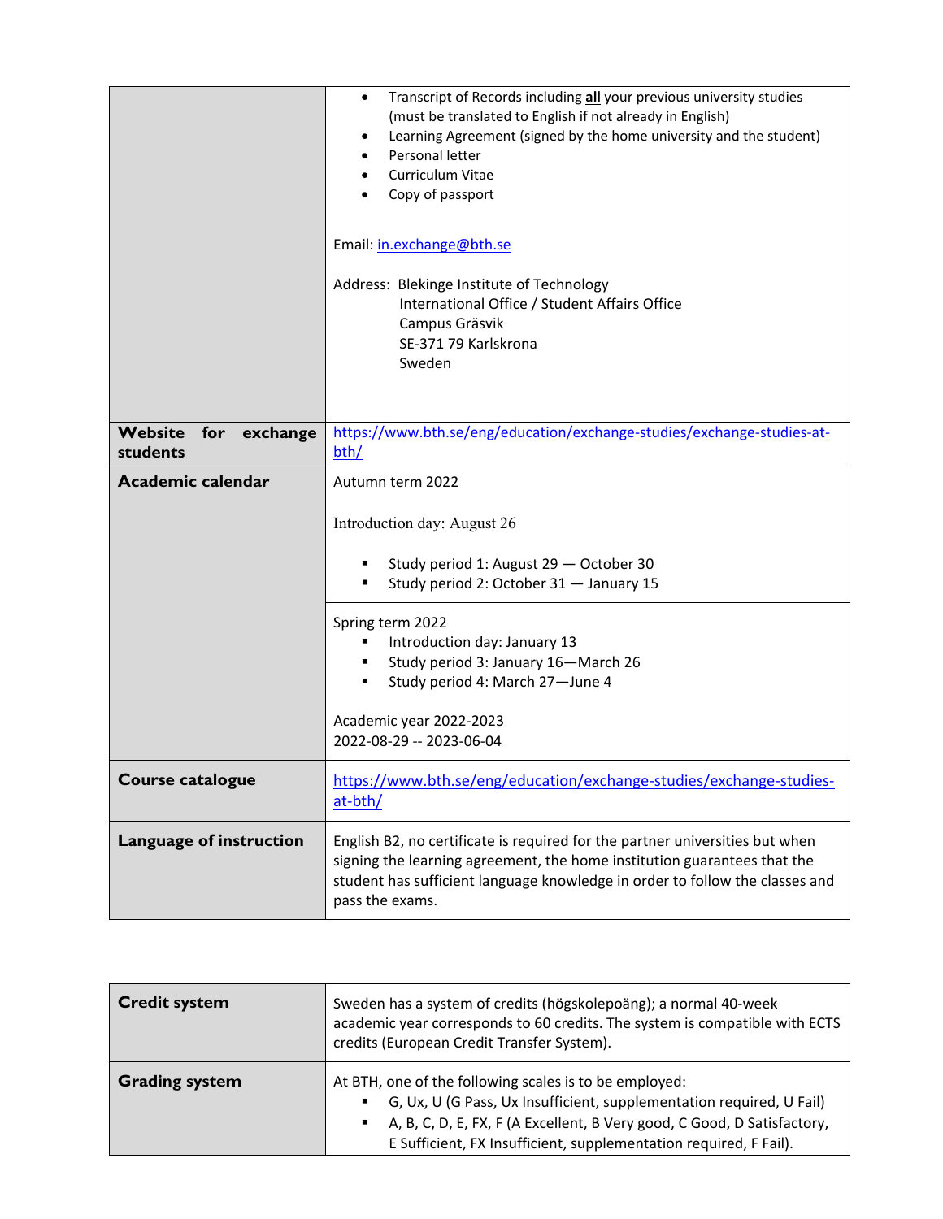|  |  |
|---|---|
|  | • Transcript of Records including **all** your previous university studies (must be translated to English if not already in English)<br>• Learning Agreement (signed by the home university and the student)<br>• Personal letter<br>• Curriculum Vitae<br>• Copy of passport<br><br>Email: in.exchange@bth.se<br><br>Address: Blekinge Institute of Technology<br>International Office / Student Affairs Office<br>Campus Gräsvik<br>SE-371 79 Karlskrona<br>Sweden |
| **Website for exchange students** | https://www.bth.se/eng/education/exchange-studies/exchange-studies-at-bth/ |
| **Academic calendar** | Autumn term 2022<br><br>Introduction day: August 26<br><br>▪ Study period 1: August 29 — October 30<br>▪ Study period 2: October 31 — January 15 |
|  | Spring term 2022<br>▪ Introduction day: January 13<br>▪ Study period 3: January 16—March 26<br>▪ Study period 4: March 27—June 4<br><br>Academic year 2022-2023<br>2022-08-29 -- 2023-06-04 |
| **Course catalogue** | https://www.bth.se/eng/education/exchange-studies/exchange-studies-at-bth/ |
| **Language of instruction** | English B2, no certificate is required for the partner universities but when signing the learning agreement, the home institution guarantees that the student has sufficient language knowledge in order to follow the classes and pass the exams. |

|  |  |
|---|---|
| **Credit system** | Sweden has a system of credits (högskolepoäng); a normal 40-week academic year corresponds to 60 credits. The system is compatible with ECTS credits (European Credit Transfer System). |
| **Grading system** | At BTH, one of the following scales is to be employed:<br>▪ G, Ux, U (G Pass, Ux Insufficient, supplementation required, U Fail)<br>▪ A, B, C, D, E, FX, F (A Excellent, B Very good, C Good, D Satisfactory, E Sufficient, FX Insufficient, supplementation required, F Fail). |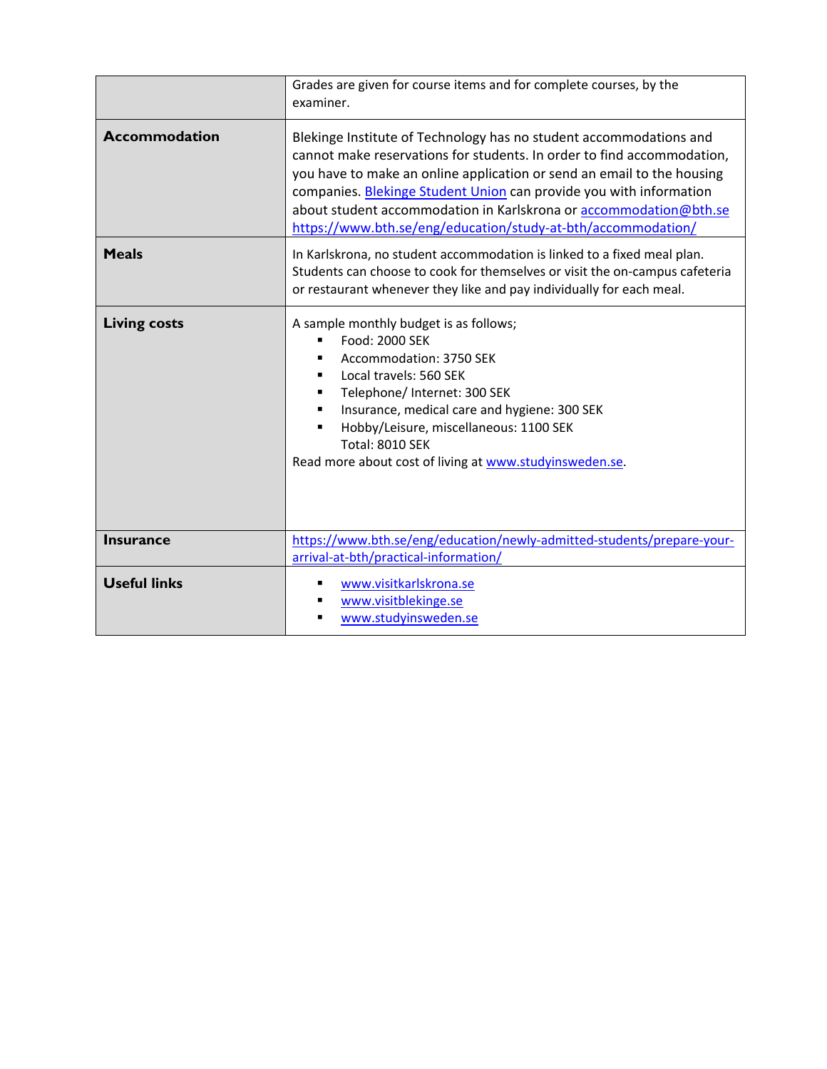| | |
|---|---|
| | Grades are given for course items and for complete courses, by the examiner. |
| **Accommodation** | Blekinge Institute of Technology has no student accommodations and cannot make reservations for students. In order to find accommodation, you have to make an online application or send an email to the housing companies. Blekinge Student Union can provide you with information about student accommodation in Karlskrona or accommodation@bth.se https://www.bth.se/eng/education/study-at-bth/accommodation/ |
| **Meals** | In Karlskrona, no student accommodation is linked to a fixed meal plan. Students can choose to cook for themselves or visit the on-campus cafeteria or restaurant whenever they like and pay individually for each meal. |
| **Living costs** | A sample monthly budget is as follows; <br>▪ Food: 2000 SEK <br>▪ Accommodation: 3750 SEK <br>▪ Local travels: 560 SEK <br>▪ Telephone/ Internet: 300 SEK <br>▪ Insurance, medical care and hygiene: 300 SEK <br>▪ Hobby/Leisure, miscellaneous: 1100 SEK <br>Total: 8010 SEK <br>Read more about cost of living at www.studyinsweden.se. |
| **Insurance** | https://www.bth.se/eng/education/newly-admitted-students/prepare-your-arrival-at-bth/practical-information/ |
| **Useful links** | ▪ www.visitkarlskrona.se <br>▪ www.visitblekinge.se <br>▪ www.studyinsweden.se |